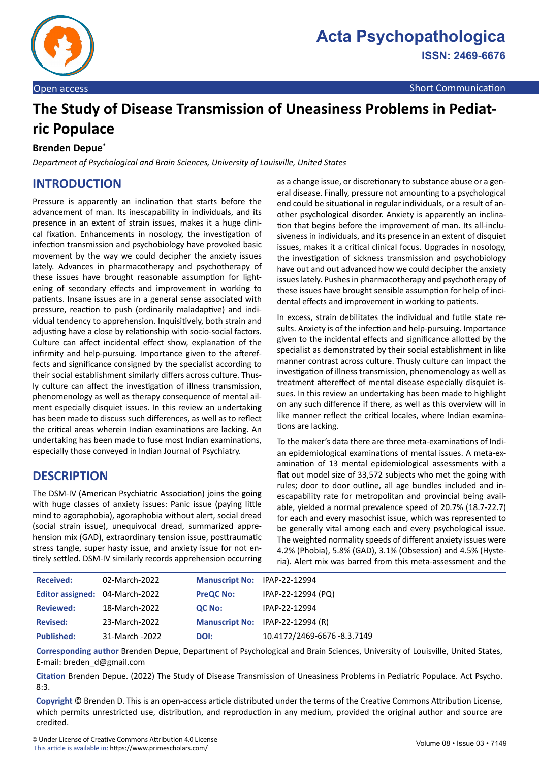Open access

Short Communication

# The Study of Disease Transmission of Uneasiness Problems in Pediatric Populace

**Brenden Depue***

*Department of Psychological and Brain Sciences, University of Louisville, United States*

## INTRODUCTION

Pressure is apparently an inclination that starts before the advancement of man. Its inescapability in individuals, and its presence in an extent of strain issues, makes it a huge clinical fixation. Enhancements in nosology, the investigation of infection transmission and psychobiology have provoked basic movement by the way we could decipher the anxiety issues lately. Advances in pharmacotherapy and psychotherapy of these issues have brought reasonable assumption for lightening of secondary effects and improvement in working to patients. Insane issues are in a general sense associated with pressure, reaction to push (ordinarily maladaptive) and individual tendency to apprehension. Inquisitively, both strain and adjusting have a close by relationship with socio-social factors. Culture can affect incidental effect show, explanation of the infirmity and help-pursuing. Importance given to the aftereffects and significance consigned by the specialist according to their social establishment similarly differs across culture. Thusly culture can affect the investigation of illness transmission, phenomenology as well as therapy consequence of mental ailment especially disquiet issues. In this review an undertaking has been made to discuss such differences, as well as to reflect the critical areas wherein Indian examinations are lacking. An undertaking has been made to fuse most Indian examinations, especially those conveyed in Indian Journal of Psychiatry.

## DESCRIPTION

The DSM-IV (American Psychiatric Association) joins the going with huge classes of anxiety issues: Panic issue (paying little mind to agoraphobia), agoraphobia without alert, social dread (social strain issue), unequivocal dread, summarized apprehension mix (GAD), extraordinary tension issue, posttraumatic stress tangle, super hasty issue, and anxiety issue for not entirely settled. DSM-IV similarly records apprehension occurring as a change issue, or discretionary to substance abuse or a general disease. Finally, pressure not amounting to a psychological end could be situational in regular individuals, or a result of another psychological disorder. Anxiety is apparently an inclination that begins before the improvement of man. Its all-inclusiveness in individuals, and its presence in an extent of disquiet issues, makes it a critical clinical focus. Upgrades in nosology, the investigation of sickness transmission and psychobiology have out and out advanced how we could decipher the anxiety issues lately. Pushes in pharmacotherapy and psychotherapy of these issues have brought sensible assumption for help of incidental effects and improvement in working to patients.

In excess, strain debilitates the individual and futile state results. Anxiety is of the infection and help-pursuing. Importance given to the incidental effects and significance allotted by the specialist as demonstrated by their social establishment in like manner contrast across culture. Thusly culture can impact the investigation of illness transmission, phenomenology as well as treatment aftereffect of mental disease especially disquiet issues. In this review an undertaking has been made to highlight on any such difference if there, as well as this overview will in like manner reflect the critical locales, where Indian examinations are lacking.

To the maker's data there are three meta-examinations of Indian epidemiological examinations of mental issues. A meta-examination of 13 mental epidemiological assessments with a flat out model size of 33,572 subjects who met the going with rules; door to door outline, all age bundles included and inescapability rate for metropolitan and provincial being available, yielded a normal prevalence speed of 20.7% (18.7-22.7) for each and every masochist issue, which was represented to be generally vital among each and every psychological issue. The weighted normality speeds of different anxiety issues were 4.2% (Phobia), 5.8% (GAD), 3.1% (Obsession) and 4.5% (Hysteria). Alert mix was barred from this meta-assessment and the

| | | | |
|---|---|---|---|
| **Received:** | 02-March-2022 | **Manuscript No:** | IPAP-22-12994 |
| **Editor assigned:** | 04-March-2022 | **PreQC No:** | IPAP-22-12994 (PQ) |
| **Reviewed:** | 18-March-2022 | **QC No:** | IPAP-22-12994 |
| **Revised:** | 23-March-2022 | **Manuscript No:** | IPAP-22-12994 (R) |
| **Published:** | 31-March -2022 | **DOI:** | 10.4172/2469-6676 -8.3.7149 |

**Corresponding author** Brenden Depue, Department of Psychological and Brain Sciences, University of Louisville, United States, E-mail: breden_d@gmail.com

**Citation** Brenden Depue. (2022) The Study of Disease Transmission of Uneasiness Problems in Pediatric Populace. Act Psycho. 8:3.

**Copyright** © Brenden D. This is an open-access article distributed under the terms of the Creative Commons Attribution License, which permits unrestricted use, distribution, and reproduction in any medium, provided the original author and source are credited.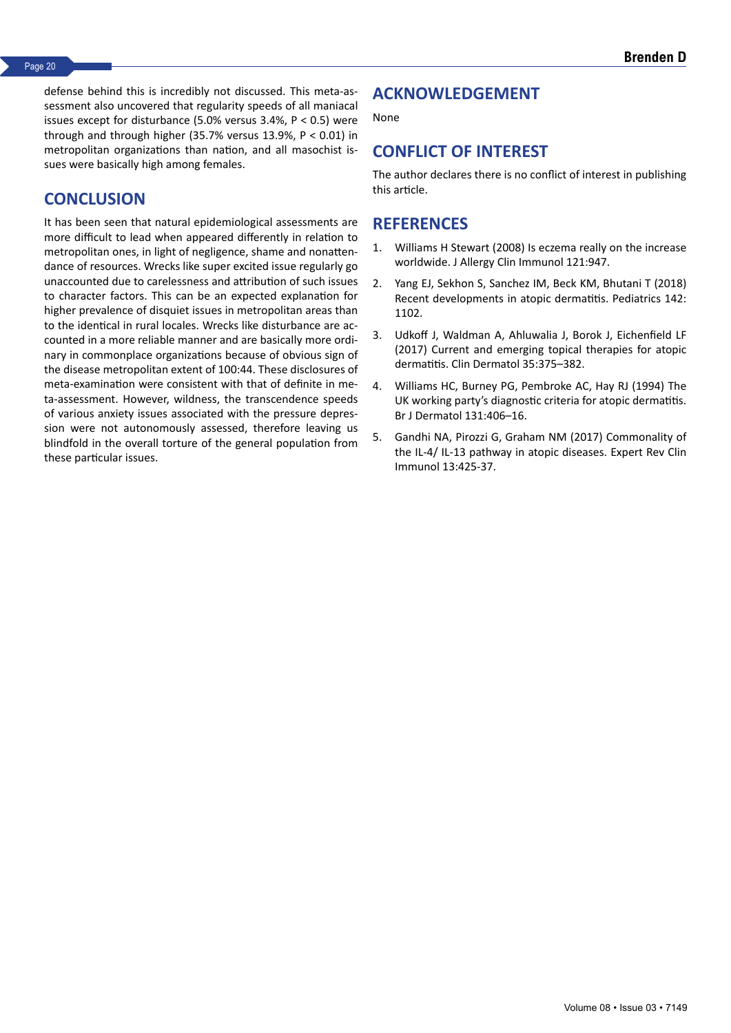defense behind this is incredibly not discussed. This meta-assessment also uncovered that regularity speeds of all maniacal issues except for disturbance (5.0% versus 3.4%, $P < 0.5$) were through and through higher (35.7% versus 13.9%, $P < 0.01$) in metropolitan organizations than nation, and all masochist issues were basically high among females.

## CONCLUSION

It has been seen that natural epidemiological assessments are more difficult to lead when appeared differently in relation to metropolitan ones, in light of negligence, shame and nonattendance of resources. Wrecks like super excited issue regularly go unaccounted due to carelessness and attribution of such issues to character factors. This can be an expected explanation for higher prevalence of disquiet issues in metropolitan areas than to the identical in rural locales. Wrecks like disturbance are accounted in a more reliable manner and are basically more ordinary in commonplace organizations because of obvious sign of the disease metropolitan extent of 100:44. These disclosures of meta-examination were consistent with that of definite in meta-assessment. However, wildness, the transcendence speeds of various anxiety issues associated with the pressure depression were not autonomously assessed, therefore leaving us blindfold in the overall torture of the general population from these particular issues.

## ACKNOWLEDGEMENT

None

## CONFLICT OF INTEREST

The author declares there is no conflict of interest in publishing this article.

## REFERENCES

1. Williams H Stewart (2008) Is eczema really on the increase worldwide. J Allergy Clin Immunol 121:947.
2. Yang EJ, Sekhon S, Sanchez IM, Beck KM, Bhutani T (2018) Recent developments in atopic dermatitis. Pediatrics 142: 1102.
3. Udkoff J, Waldman A, Ahluwalia J, Borok J, Eichenfield LF (2017) Current and emerging topical therapies for atopic dermatitis. Clin Dermatol 35:375–382.
4. Williams HC, Burney PG, Pembroke AC, Hay RJ (1994) The UK working party's diagnostic criteria for atopic dermatitis. Br J Dermatol 131:406–16.
5. Gandhi NA, Pirozzi G, Graham NM (2017) Commonality of the IL-4/ IL-13 pathway in atopic diseases. Expert Rev Clin Immunol 13:425-37.